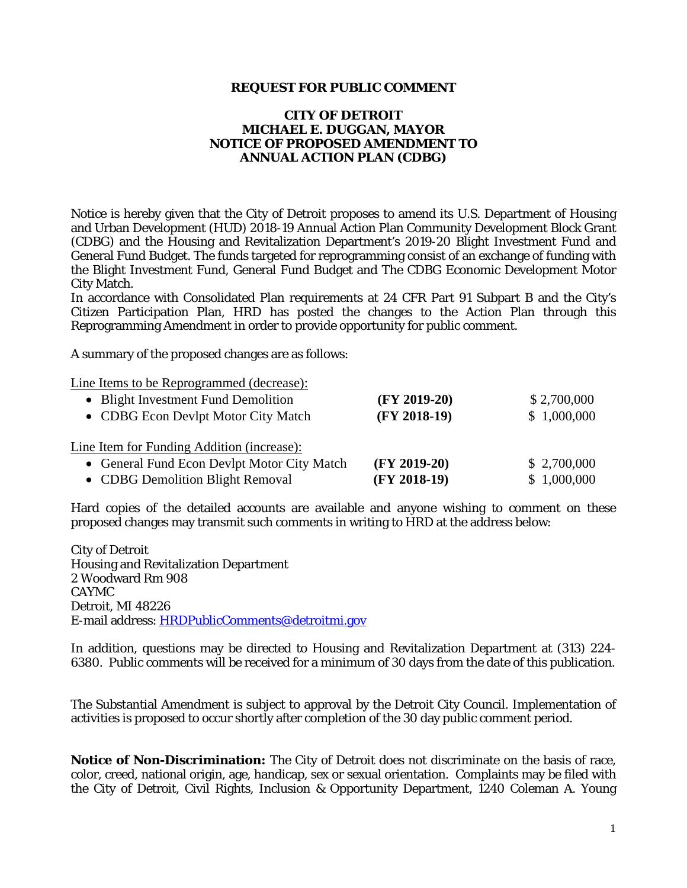**REQUEST FOR PUBLIC COMMENT**

**CITY OF DETROIT**
**MICHAEL E. DUGGAN, MAYOR**
**NOTICE OF PROPOSED AMENDMENT TO**
**ANNUAL ACTION PLAN (CDBG)**

Notice is hereby given that the City of Detroit proposes to amend its U.S. Department of Housing and Urban Development (HUD) 2018-19 Annual Action Plan Community Development Block Grant (CDBG) and the Housing and Revitalization Department's 2019-20 Blight Investment Fund and General Fund Budget. The funds targeted for reprogramming consist of an exchange of funding with the Blight Investment Fund, General Fund Budget and The CDBG Economic Development Motor City Match.

In accordance with Consolidated Plan requirements at 24 CFR Part 91 Subpart B and the City's Citizen Participation Plan, HRD has posted the changes to the Action Plan through this Reprogramming Amendment in order to provide opportunity for public comment.

A summary of the proposed changes are as follows:

Line Items to be Reprogrammed (decrease):

- Blight Investment Fund Demolition **(FY 2019-20)** $ 2,700,000
- CDBG Econ Devlpt Motor City Match **(FY 2018-19)** $ 1,000,000

Line Item for Funding Addition (increase):

- General Fund Econ Devlpt Motor City Match **(FY 2019-20)** $ 2,700,000
- CDBG Demolition Blight Removal **(FY 2018-19)** $ 1,000,000

Hard copies of the detailed accounts are available and anyone wishing to comment on these proposed changes may transmit such comments in writing to HRD at the address below:

City of Detroit
Housing and Revitalization Department
2 Woodward Rm 908
CAYMC
Detroit, MI 48226
E-mail address: HRDPublicComments@detroitmi.gov

In addition, questions may be directed to Housing and Revitalization Department at (313) 224-6380. Public comments will be received for a minimum of 30 days from the date of this publication.

The Substantial Amendment is subject to approval by the Detroit City Council. Implementation of activities is proposed to occur shortly after completion of the 30 day public comment period.

**Notice of Non-Discrimination:** The City of Detroit does not discriminate on the basis of race, color, creed, national origin, age, handicap, sex or sexual orientation. Complaints may be filed with the City of Detroit, Civil Rights, Inclusion & Opportunity Department, 1240 Coleman A. Young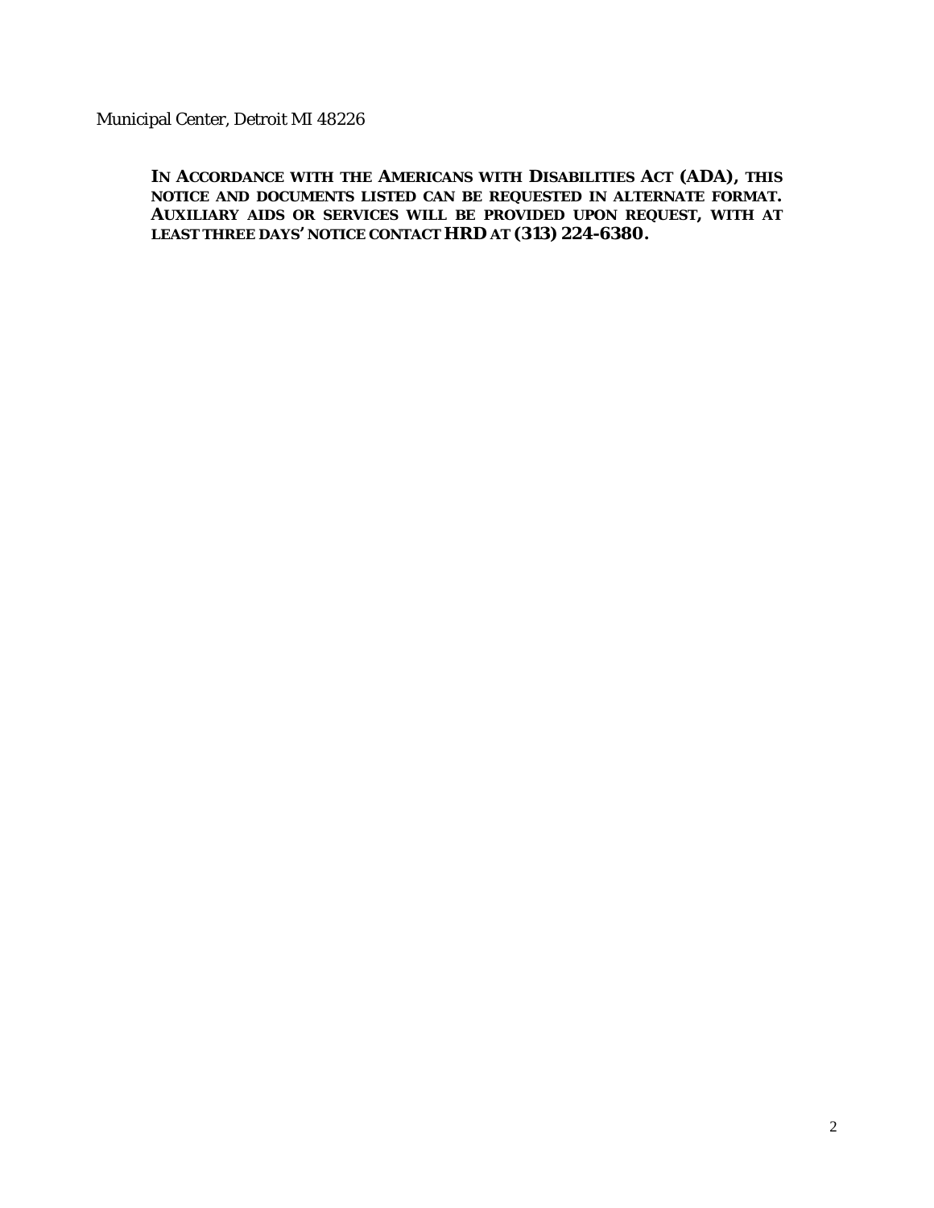Municipal Center, Detroit MI 48226

**IN ACCORDANCE WITH THE AMERICANS WITH DISABILITIES ACT (ADA), THIS NOTICE AND DOCUMENTS LISTED CAN BE REQUESTED IN ALTERNATE FORMAT. AUXILIARY AIDS OR SERVICES WILL BE PROVIDED UPON REQUEST, WITH AT LEAST THREE DAYS' NOTICE CONTACT HRD AT (313) 224-6380.**